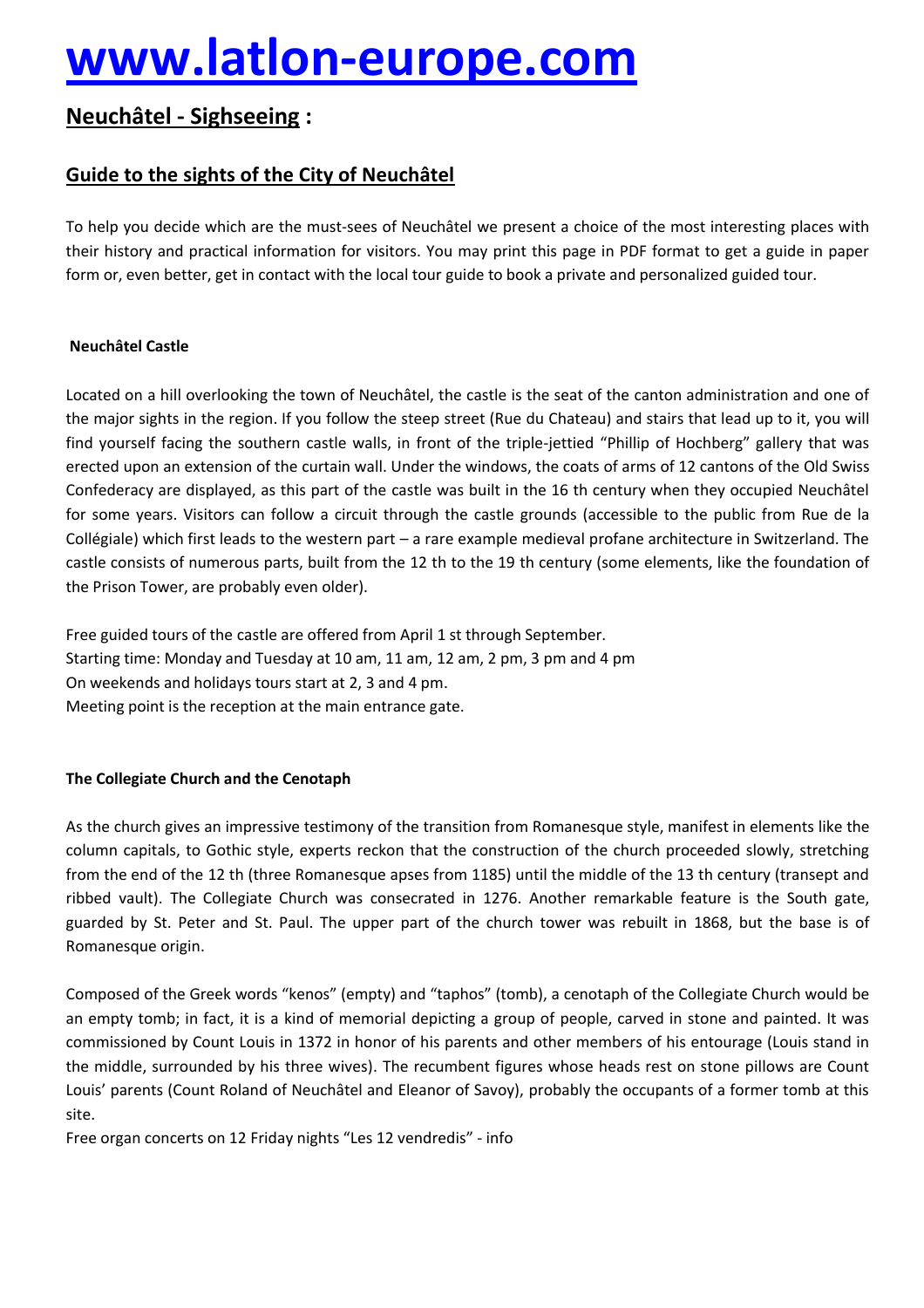# [www.latlon-europe.com](http://www.latlon-europe.com)

## Neuchâtel - Sighseeing :

## Guide to the sights of the City of Neuchâtel

To help you decide which are the must-sees of Neuchâtel we present a choice of the most interesting places with their history and practical information for visitors. You may print this page in PDF format to get a guide in paper form or, even better, get in contact with the local tour guide to book a private and personalized guided tour.

**Neuchâtel Castle**

Located on a hill overlooking the town of Neuchâtel, the castle is the seat of the canton administration and one of the major sights in the region. If you follow the steep street (Rue du Chateau) and stairs that lead up to it, you will find yourself facing the southern castle walls, in front of the triple-jettied "Phillip of Hochberg" gallery that was erected upon an extension of the curtain wall. Under the windows, the coats of arms of 12 cantons of the Old Swiss Confederacy are displayed, as this part of the castle was built in the 16 th century when they occupied Neuchâtel for some years. Visitors can follow a circuit through the castle grounds (accessible to the public from Rue de la Collégiale) which first leads to the western part – a rare example medieval profane architecture in Switzerland. The castle consists of numerous parts, built from the 12 th to the 19 th century (some elements, like the foundation of the Prison Tower, are probably even older).

Free guided tours of the castle are offered from April 1 st through September.
Starting time: Monday and Tuesday at 10 am, 11 am, 12 am, 2 pm, 3 pm and 4 pm
On weekends and holidays tours start at 2, 3 and 4 pm.
Meeting point is the reception at the main entrance gate.

**The Collegiate Church and the Cenotaph**

As the church gives an impressive testimony of the transition from Romanesque style, manifest in elements like the column capitals, to Gothic style, experts reckon that the construction of the church proceeded slowly, stretching from the end of the 12 th (three Romanesque apses from 1185) until the middle of the 13 th century (transept and ribbed vault). The Collegiate Church was consecrated in 1276. Another remarkable feature is the South gate, guarded by St. Peter and St. Paul. The upper part of the church tower was rebuilt in 1868, but the base is of Romanesque origin.

Composed of the Greek words "kenos" (empty) and "taphos" (tomb), a cenotaph of the Collegiate Church would be an empty tomb; in fact, it is a kind of memorial depicting a group of people, carved in stone and painted. It was commissioned by Count Louis in 1372 in honor of his parents and other members of his entourage (Louis stand in the middle, surrounded by his three wives). The recumbent figures whose heads rest on stone pillows are Count Louis' parents (Count Roland of Neuchâtel and Eleanor of Savoy), probably the occupants of a former tomb at this site.
Free organ concerts on 12 Friday nights "Les 12 vendredis" - info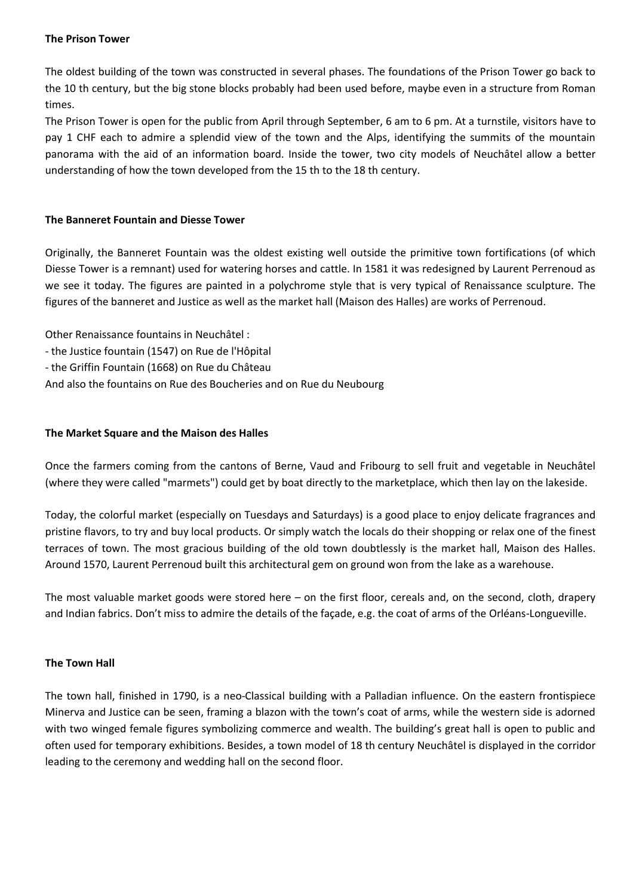**The Prison Tower**

The oldest building of the town was constructed in several phases. The foundations of the Prison Tower go back to the 10 th century, but the big stone blocks probably had been used before, maybe even in a structure from Roman times.

The Prison Tower is open for the public from April through September, 6 am to 6 pm. At a turnstile, visitors have to pay 1 CHF each to admire a splendid view of the town and the Alps, identifying the summits of the mountain panorama with the aid of an information board. Inside the tower, two city models of Neuchâtel allow a better understanding of how the town developed from the 15 th to the 18 th century.

**The Banneret Fountain and Diesse Tower**

Originally, the Banneret Fountain was the oldest existing well outside the primitive town fortifications (of which Diesse Tower is a remnant) used for watering horses and cattle. In 1581 it was redesigned by Laurent Perrenoud as we see it today. The figures are painted in a polychrome style that is very typical of Renaissance sculpture. The figures of the banneret and Justice as well as the market hall (Maison des Halles) are works of Perrenoud.

Other Renaissance fountains in Neuchâtel :

- the Justice fountain (1547) on Rue de l'Hôpital
- the Griffin Fountain (1668) on Rue du Château

And also the fountains on Rue des Boucheries and on Rue du Neubourg

**The Market Square and the Maison des Halles**

Once the farmers coming from the cantons of Berne, Vaud and Fribourg to sell fruit and vegetable in Neuchâtel (where they were called "marmets") could get by boat directly to the marketplace, which then lay on the lakeside.

Today, the colorful market (especially on Tuesdays and Saturdays) is a good place to enjoy delicate fragrances and pristine flavors, to try and buy local products. Or simply watch the locals do their shopping or relax one of the finest terraces of town. The most gracious building of the old town doubtlessly is the market hall, Maison des Halles. Around 1570, Laurent Perrenoud built this architectural gem on ground won from the lake as a warehouse.

The most valuable market goods were stored here – on the first floor, cereals and, on the second, cloth, drapery and Indian fabrics. Don't miss to admire the details of the façade, e.g. the coat of arms of the Orléans-Longueville.

**The Town Hall**

The town hall, finished in 1790, is a neo-Classical building with a Palladian influence. On the eastern frontispiece Minerva and Justice can be seen, framing a blazon with the town's coat of arms, while the western side is adorned with two winged female figures symbolizing commerce and wealth. The building's great hall is open to public and often used for temporary exhibitions. Besides, a town model of 18 th century Neuchâtel is displayed in the corridor leading to the ceremony and wedding hall on the second floor.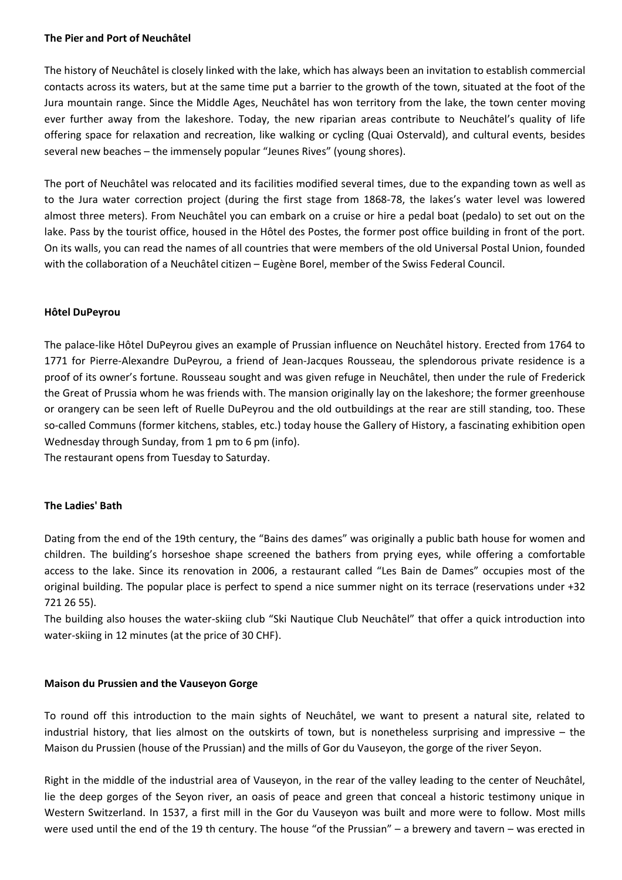**The Pier and Port of Neuchâtel**

The history of Neuchâtel is closely linked with the lake, which has always been an invitation to establish commercial contacts across its waters, but at the same time put a barrier to the growth of the town, situated at the foot of the Jura mountain range. Since the Middle Ages, Neuchâtel has won territory from the lake, the town center moving ever further away from the lakeshore. Today, the new riparian areas contribute to Neuchâtel's quality of life offering space for relaxation and recreation, like walking or cycling (Quai Ostervald), and cultural events, besides several new beaches – the immensely popular "Jeunes Rives" (young shores).

The port of Neuchâtel was relocated and its facilities modified several times, due to the expanding town as well as to the Jura water correction project (during the first stage from 1868-78, the lakes's water level was lowered almost three meters). From Neuchâtel you can embark on a cruise or hire a pedal boat (pedalo) to set out on the lake. Pass by the tourist office, housed in the Hôtel des Postes, the former post office building in front of the port. On its walls, you can read the names of all countries that were members of the old Universal Postal Union, founded with the collaboration of a Neuchâtel citizen – Eugène Borel, member of the Swiss Federal Council.

**Hôtel DuPeyrou**

The palace-like Hôtel DuPeyrou gives an example of Prussian influence on Neuchâtel history. Erected from 1764 to 1771 for Pierre-Alexandre DuPeyrou, a friend of Jean-Jacques Rousseau, the splendorous private residence is a proof of its owner's fortune. Rousseau sought and was given refuge in Neuchâtel, then under the rule of Frederick the Great of Prussia whom he was friends with. The mansion originally lay on the lakeshore; the former greenhouse or orangery can be seen left of Ruelle DuPeyrou and the old outbuildings at the rear are still standing, too. These so-called Communs (former kitchens, stables, etc.) today house the Gallery of History, a fascinating exhibition open Wednesday through Sunday, from 1 pm to 6 pm (info).
The restaurant opens from Tuesday to Saturday.

**The Ladies' Bath**

Dating from the end of the 19th century, the "Bains des dames" was originally a public bath house for women and children. The building's horseshoe shape screened the bathers from prying eyes, while offering a comfortable access to the lake. Since its renovation in 2006, a restaurant called "Les Bain de Dames" occupies most of the original building. The popular place is perfect to spend a nice summer night on its terrace (reservations under +32 721 26 55).
The building also houses the water-skiing club "Ski Nautique Club Neuchâtel" that offer a quick introduction into water-skiing in 12 minutes (at the price of 30 CHF).

**Maison du Prussien and the Vauseyon Gorge**

To round off this introduction to the main sights of Neuchâtel, we want to present a natural site, related to industrial history, that lies almost on the outskirts of town, but is nonetheless surprising and impressive – the Maison du Prussien (house of the Prussian) and the mills of Gor du Vauseyon, the gorge of the river Seyon.

Right in the middle of the industrial area of Vauseyon, in the rear of the valley leading to the center of Neuchâtel, lie the deep gorges of the Seyon river, an oasis of peace and green that conceal a historic testimony unique in Western Switzerland. In 1537, a first mill in the Gor du Vauseyon was built and more were to follow. Most mills were used until the end of the 19 th century. The house "of the Prussian" – a brewery and tavern – was erected in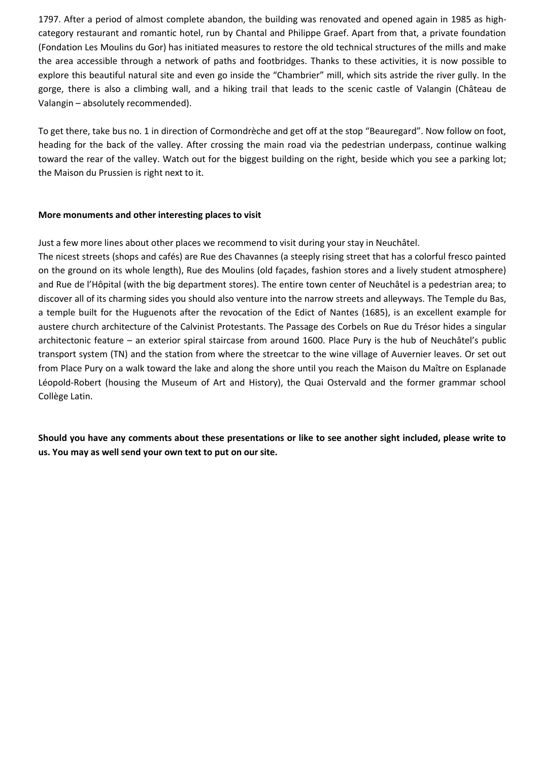1797. After a period of almost complete abandon, the building was renovated and opened again in 1985 as high-category restaurant and romantic hotel, run by Chantal and Philippe Graef. Apart from that, a private foundation (Fondation Les Moulins du Gor) has initiated measures to restore the old technical structures of the mills and make the area accessible through a network of paths and footbridges. Thanks to these activities, it is now possible to explore this beautiful natural site and even go inside the "Chambrier" mill, which sits astride the river gully. In the gorge, there is also a climbing wall, and a hiking trail that leads to the scenic castle of Valangin (Château de Valangin – absolutely recommended).

To get there, take bus no. 1 in direction of Cormondrèche and get off at the stop "Beauregard". Now follow on foot, heading for the back of the valley. After crossing the main road via the pedestrian underpass, continue walking toward the rear of the valley. Watch out for the biggest building on the right, beside which you see a parking lot; the Maison du Prussien is right next to it.

**More monuments and other interesting places to visit**

Just a few more lines about other places we recommend to visit during your stay in Neuchâtel.
The nicest streets (shops and cafés) are Rue des Chavannes (a steeply rising street that has a colorful fresco painted on the ground on its whole length), Rue des Moulins (old façades, fashion stores and a lively student atmosphere) and Rue de l'Hôpital (with the big department stores). The entire town center of Neuchâtel is a pedestrian area; to discover all of its charming sides you should also venture into the narrow streets and alleyways. The Temple du Bas, a temple built for the Huguenots after the revocation of the Edict of Nantes (1685), is an excellent example for austere church architecture of the Calvinist Protestants. The Passage des Corbels on Rue du Trésor hides a singular architectonic feature – an exterior spiral staircase from around 1600. Place Pury is the hub of Neuchâtel's public transport system (TN) and the station from where the streetcar to the wine village of Auvernier leaves. Or set out from Place Pury on a walk toward the lake and along the shore until you reach the Maison du Maître on Esplanade Léopold-Robert (housing the Museum of Art and History), the Quai Ostervald and the former grammar school Collège Latin.

**Should you have any comments about these presentations or like to see another sight included, please write to us. You may as well send your own text to put on our site.**